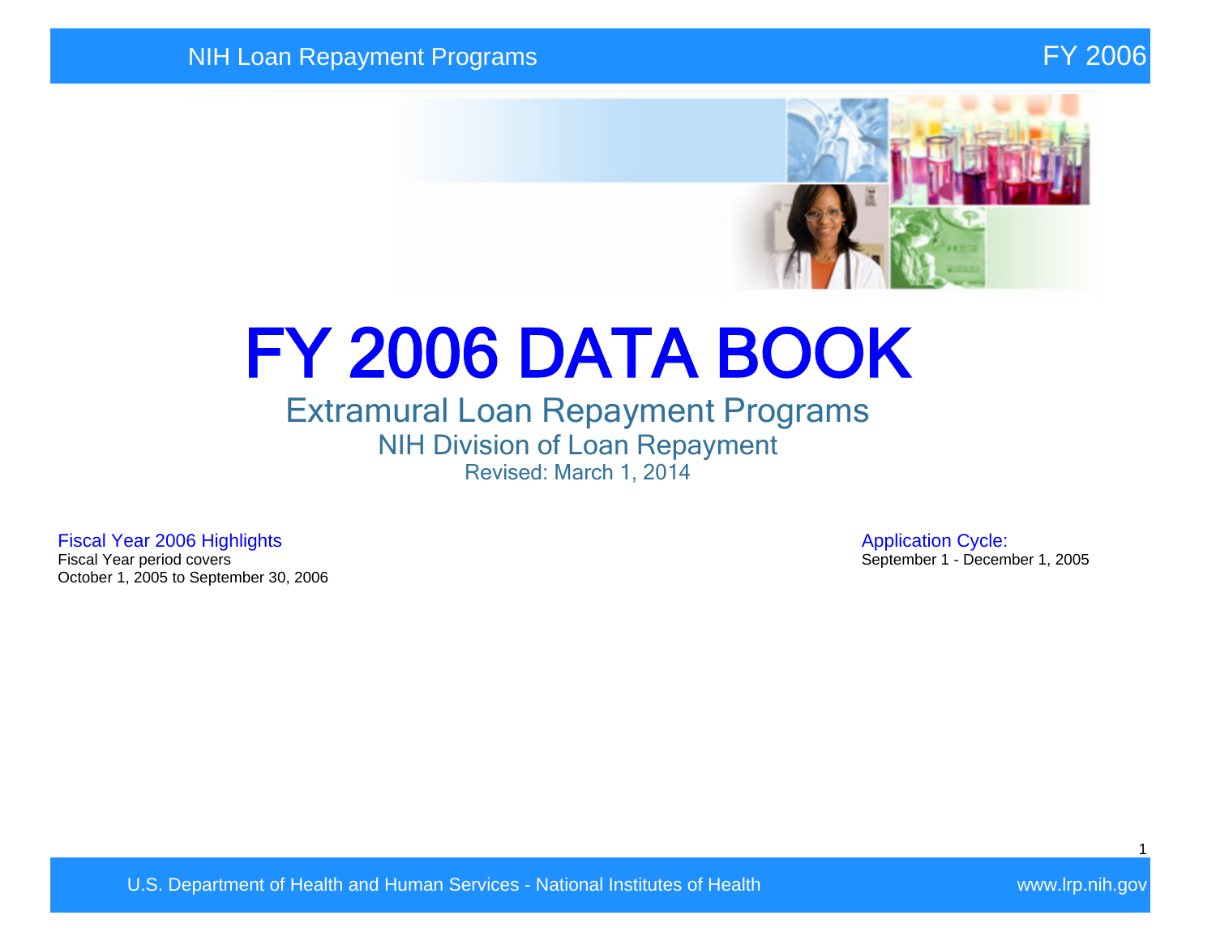# FY 2006 DATA BOOK

## Extramural Loan Repayment Programs

### NIH Division of Loan Repayment

Revised: March 1, 2014

**Fiscal Year 2006 Highlights**

Fiscal Year period covers
October 1, 2005 to September 30, 2006

**Application Cycle:**

September 1 - December 1, 2005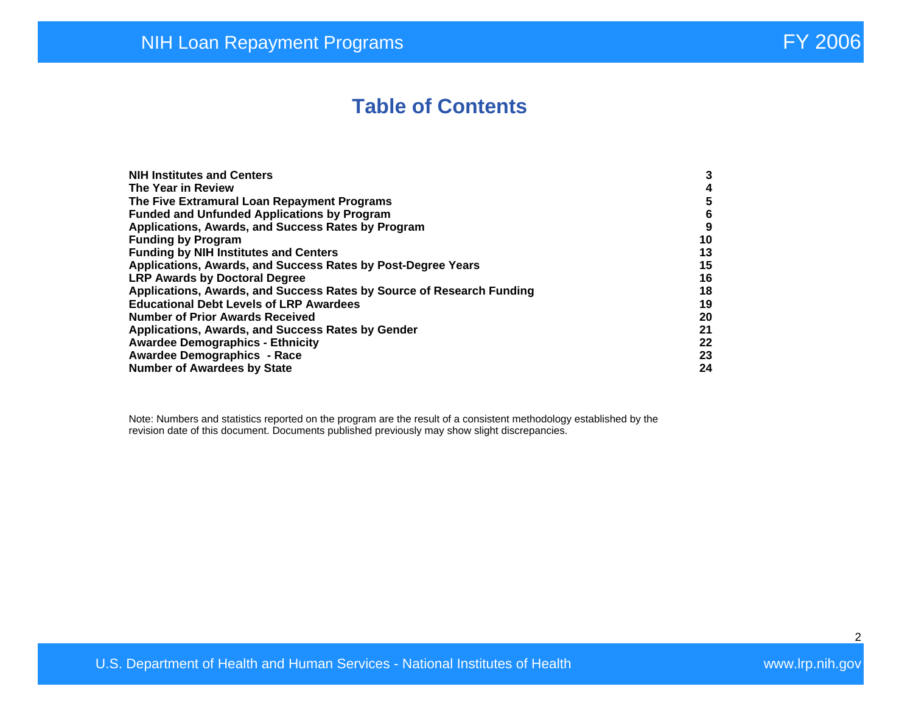# Table of Contents

| | |
|---|---|
| **NIH Institutes and Centers** | **3** |
| **The Year in Review** | **4** |
| **The Five Extramural Loan Repayment Programs** | **5** |
| **Funded and Unfunded Applications by Program** | **6** |
| **Applications, Awards, and Success Rates by Program** | **9** |
| **Funding by Program** | **10** |
| **Funding by NIH Institutes and Centers** | **13** |
| **Applications, Awards, and Success Rates by Post-Degree Years** | **15** |
| **LRP Awards by Doctoral Degree** | **16** |
| **Applications, Awards, and Success Rates by Source of Research Funding** | **18** |
| **Educational Debt Levels of LRP Awardees** | **19** |
| **Number of Prior Awards Received** | **20** |
| **Applications, Awards, and Success Rates by Gender** | **21** |
| **Awardee Demographics - Ethnicity** | **22** |
| **Awardee Demographics - Race** | **23** |
| **Number of Awardees by State** | **24** |

Note: Numbers and statistics reported on the program are the result of a consistent methodology established by the revision date of this document. Documents published previously may show slight discrepancies.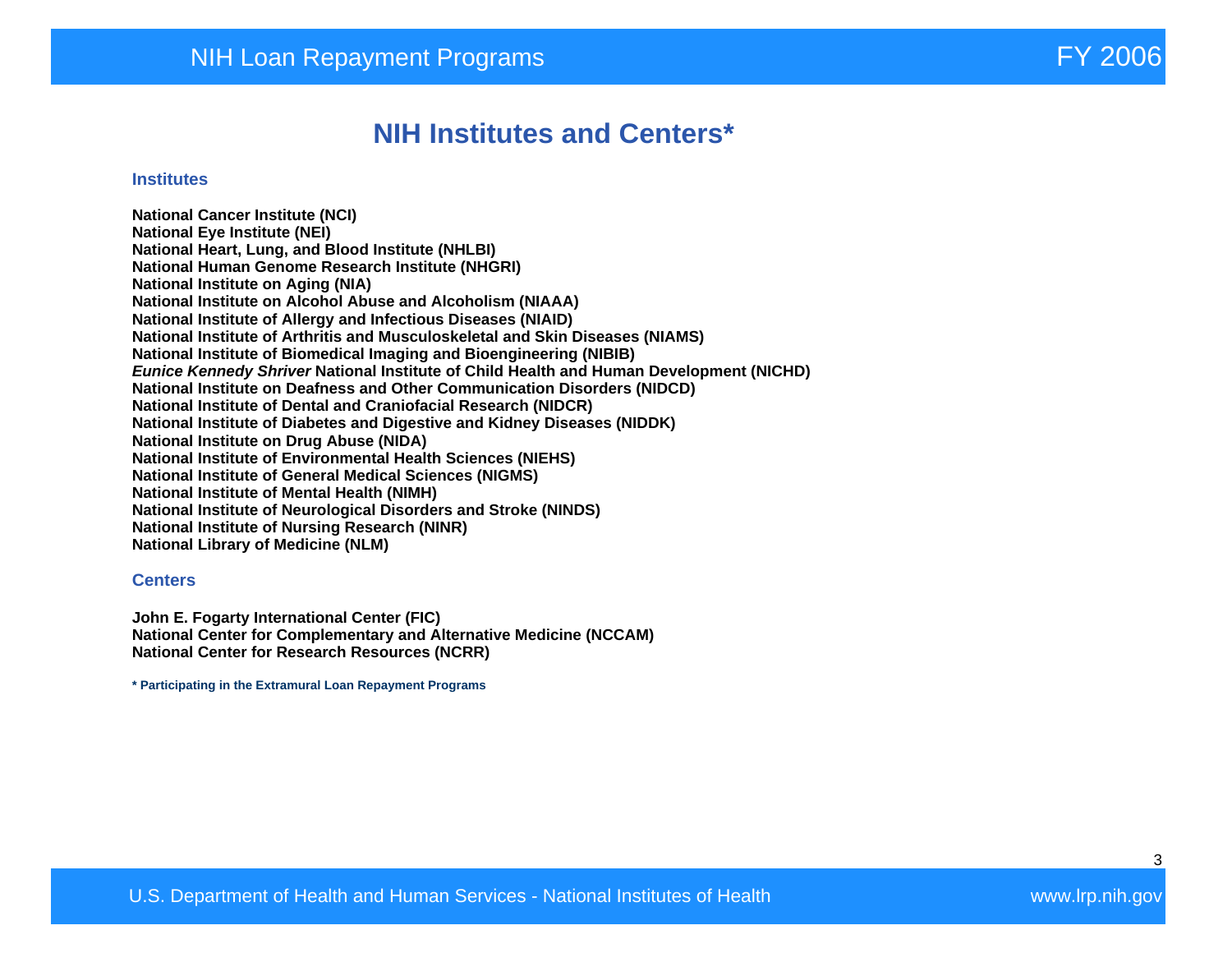# NIH Institutes and Centers*

## Institutes

**National Cancer Institute (NCI)**
**National Eye Institute (NEI)**
**National Heart, Lung, and Blood Institute (NHLBI)**
**National Human Genome Research Institute (NHGRI)**
**National Institute on Aging (NIA)**
**National Institute on Alcohol Abuse and Alcoholism (NIAAA)**
**National Institute of Allergy and Infectious Diseases (NIAID)**
**National Institute of Arthritis and Musculoskeletal and Skin Diseases (NIAMS)**
**National Institute of Biomedical Imaging and Bioengineering (NIBIB)**
***Eunice Kennedy Shriver* National Institute of Child Health and Human Development (NICHD)**
**National Institute on Deafness and Other Communication Disorders (NIDCD)**
**National Institute of Dental and Craniofacial Research (NIDCR)**
**National Institute of Diabetes and Digestive and Kidney Diseases (NIDDK)**
**National Institute on Drug Abuse (NIDA)**
**National Institute of Environmental Health Sciences (NIEHS)**
**National Institute of General Medical Sciences (NIGMS)**
**National Institute of Mental Health (NIMH)**
**National Institute of Neurological Disorders and Stroke (NINDS)**
**National Institute of Nursing Research (NINR)**
**National Library of Medicine (NLM)**

## Centers

**John E. Fogarty International Center (FIC)**
**National Center for Complementary and Alternative Medicine (NCCAM)**
**National Center for Research Resources (NCRR)**

**\* Participating in the Extramural Loan Repayment Programs**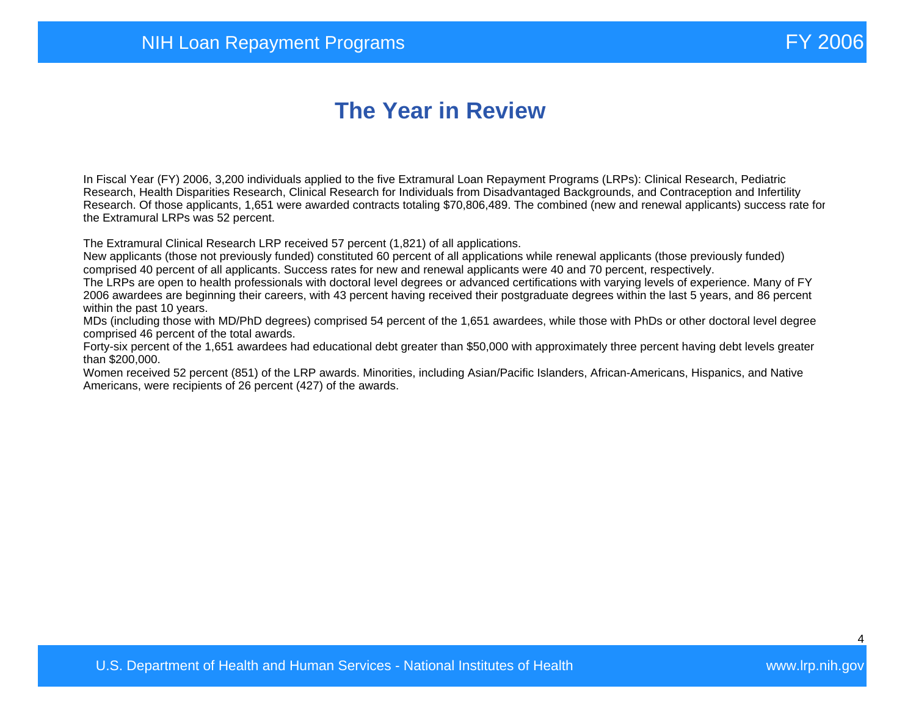# The Year in Review

In Fiscal Year (FY) 2006, 3,200 individuals applied to the five Extramural Loan Repayment Programs (LRPs): Clinical Research, Pediatric Research, Health Disparities Research, Clinical Research for Individuals from Disadvantaged Backgrounds, and Contraception and Infertility Research. Of those applicants, 1,651 were awarded contracts totaling $70,806,489. The combined (new and renewal applicants) success rate for the Extramural LRPs was 52 percent.

The Extramural Clinical Research LRP received 57 percent (1,821) of all applications.
New applicants (those not previously funded) constituted 60 percent of all applications while renewal applicants (those previously funded) comprised 40 percent of all applicants. Success rates for new and renewal applicants were 40 and 70 percent, respectively.
The LRPs are open to health professionals with doctoral level degrees or advanced certifications with varying levels of experience. Many of FY 2006 awardees are beginning their careers, with 43 percent having received their postgraduate degrees within the last 5 years, and 86 percent within the past 10 years.
MDs (including those with MD/PhD degrees) comprised 54 percent of the 1,651 awardees, while those with PhDs or other doctoral level degree comprised 46 percent of the total awards.
Forty-six percent of the 1,651 awardees had educational debt greater than $50,000 with approximately three percent having debt levels greater than $200,000.
Women received 52 percent (851) of the LRP awards. Minorities, including Asian/Pacific Islanders, African-Americans, Hispanics, and Native Americans, were recipients of 26 percent (427) of the awards.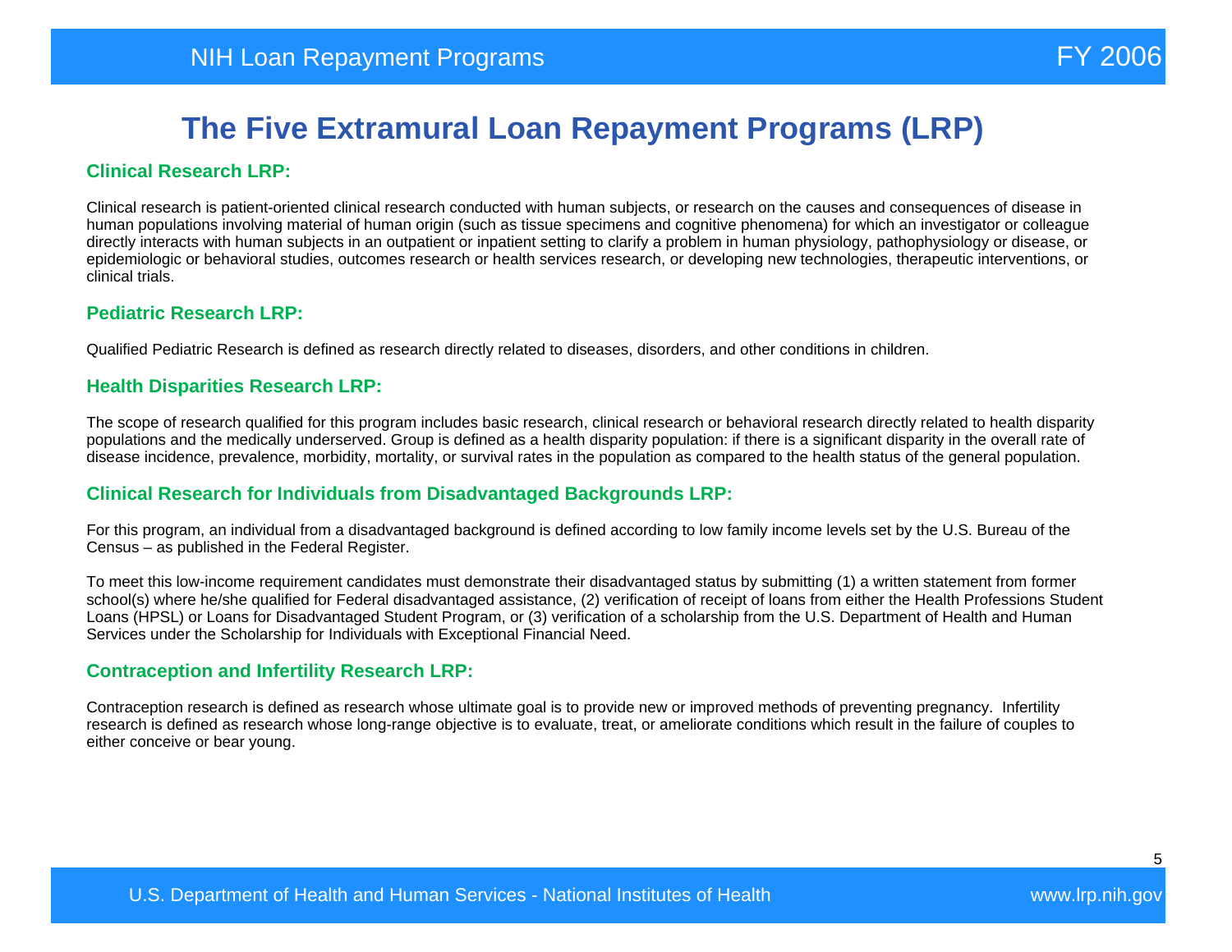# The Five Extramural Loan Repayment Programs (LRP)

## Clinical Research LRP:

Clinical research is patient-oriented clinical research conducted with human subjects, or research on the causes and consequences of disease in human populations involving material of human origin (such as tissue specimens and cognitive phenomena) for which an investigator or colleague directly interacts with human subjects in an outpatient or inpatient setting to clarify a problem in human physiology, pathophysiology or disease, or epidemiologic or behavioral studies, outcomes research or health services research, or developing new technologies, therapeutic interventions, or clinical trials.

## Pediatric Research LRP:

Qualified Pediatric Research is defined as research directly related to diseases, disorders, and other conditions in children.

## Health Disparities Research LRP:

The scope of research qualified for this program includes basic research, clinical research or behavioral research directly related to health disparity populations and the medically underserved. Group is defined as a health disparity population: if there is a significant disparity in the overall rate of disease incidence, prevalence, morbidity, mortality, or survival rates in the population as compared to the health status of the general population.

## Clinical Research for Individuals from Disadvantaged Backgrounds LRP:

For this program, an individual from a disadvantaged background is defined according to low family income levels set by the U.S. Bureau of the Census – as published in the Federal Register.

To meet this low-income requirement candidates must demonstrate their disadvantaged status by submitting (1) a written statement from former school(s) where he/she qualified for Federal disadvantaged assistance, (2) verification of receipt of loans from either the Health Professions Student Loans (HPSL) or Loans for Disadvantaged Student Program, or (3) verification of a scholarship from the U.S. Department of Health and Human Services under the Scholarship for Individuals with Exceptional Financial Need.

## Contraception and Infertility Research LRP:

Contraception research is defined as research whose ultimate goal is to provide new or improved methods of preventing pregnancy. Infertility research is defined as research whose long-range objective is to evaluate, treat, or ameliorate conditions which result in the failure of couples to either conceive or bear young.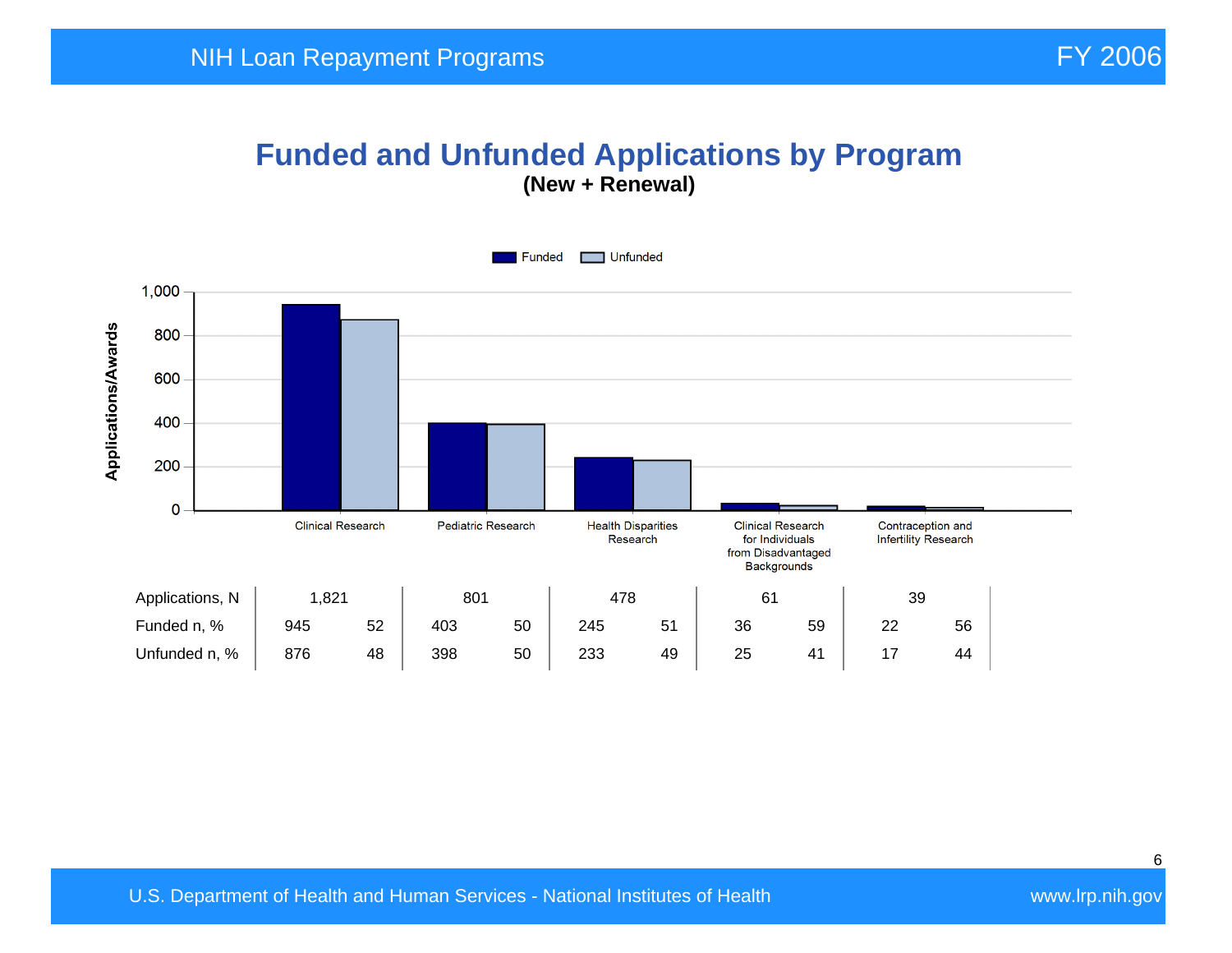# Funded and Unfunded Applications by Program

**(New + Renewal)**

| | Clinical Research | | Pediatric Research | | Health Disparities Research | | Clinical Research for Individuals from Disadvantaged Backgrounds | | Contraception and Infertility Research | |
|---|---|---|---|---|---|---|---|---|---|---|
| Applications, N | 1,821 | | 801 | | 478 | | 61 | | 39 | |
| Funded n, % | 945 | 52 | 403 | 50 | 245 | 51 | 36 | 59 | 22 | 56 |
| Unfunded n, % | 876 | 48 | 398 | 50 | 233 | 49 | 25 | 41 | 17 | 44 |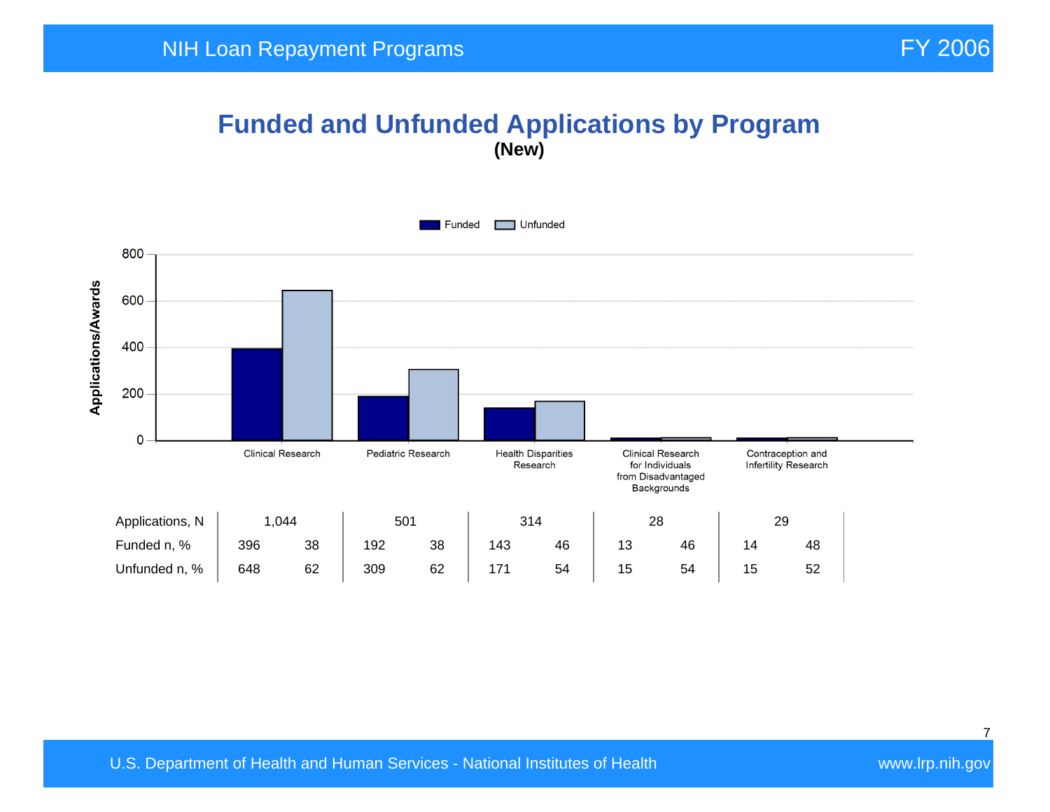# Funded and Unfunded Applications by Program

**(New)**

Funded ■ Unfunded □

| | Clinical Research | | Pediatric Research | | Health Disparities Research | | Clinical Research for Individuals from Disadvantaged Backgrounds | | Contraception and Infertility Research | |
|---|---|---|---|---|---|---|---|---|---|---|
| Applications, N | 1,044 | | 501 | | 314 | | 28 | | 29 | |
| Funded n, % | 396 | 38 | 192 | 38 | 143 | 46 | 13 | 46 | 14 | 48 |
| Unfunded n, % | 648 | 62 | 309 | 62 | 171 | 54 | 15 | 54 | 15 | 52 |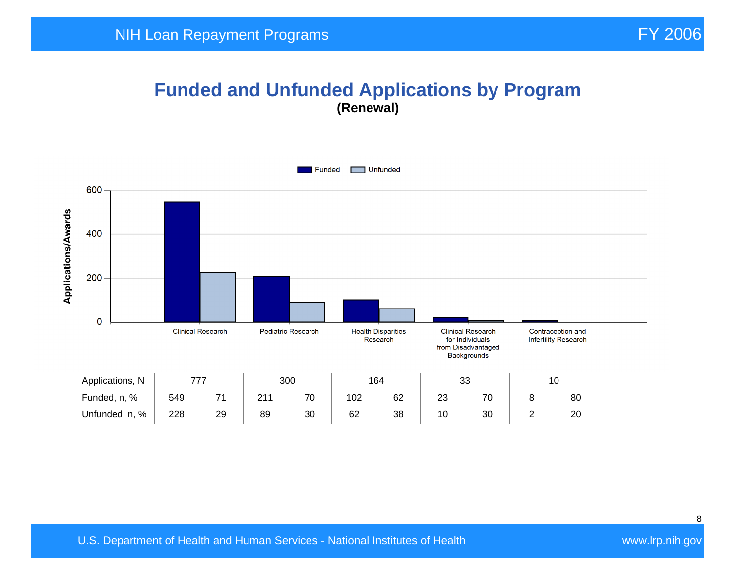# Funded and Unfunded Applications by Program

**(Renewal)**

| | Clinical Research | | Pediatric Research | | Health Disparities Research | | Clinical Research for Individuals from Disadvantaged Backgrounds | | Contraception and Infertility Research | |
|---|---|---|---|---|---|---|---|---|---|---|
| Applications, N | 777 | | 300 | | 164 | | 33 | | 10 | |
| Funded, n, % | 549 | 71 | 211 | 70 | 102 | 62 | 23 | 70 | 8 | 80 |
| Unfunded, n, % | 228 | 29 | 89 | 30 | 62 | 38 | 10 | 30 | 2 | 20 |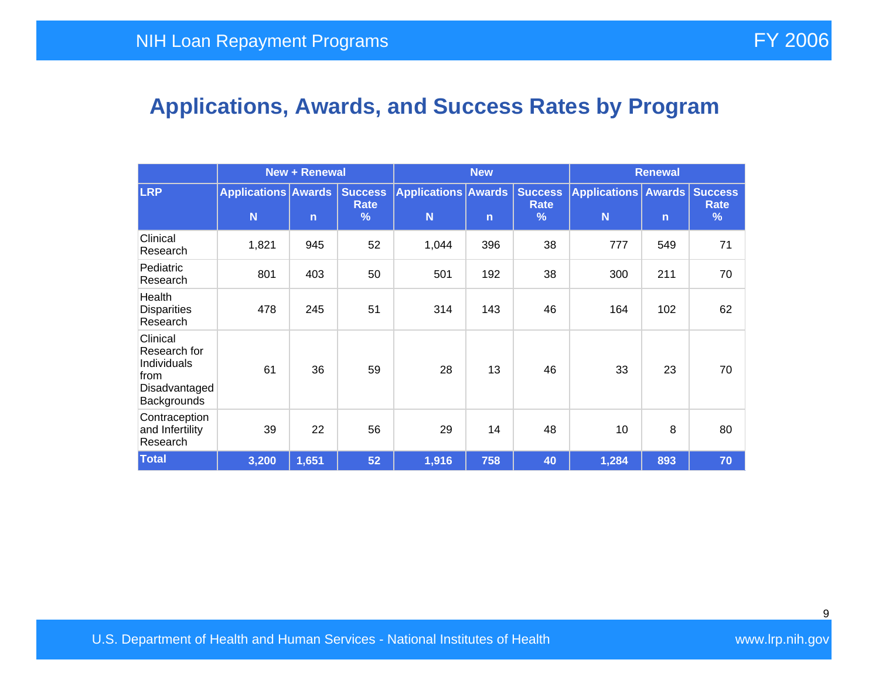# Applications, Awards, and Success Rates by Program

| | New + Renewal | | | New | | | Renewal | | |
|---|---|---|---|---|---|---|---|---|---|
| **LRP** | **Applications N** | **Awards n** | **Success Rate %** | **Applications N** | **Awards n** | **Success Rate %** | **Applications N** | **Awards n** | **Success Rate %** |
| Clinical Research | 1,821 | 945 | 52 | 1,044 | 396 | 38 | 777 | 549 | 71 |
| Pediatric Research | 801 | 403 | 50 | 501 | 192 | 38 | 300 | 211 | 70 |
| Health Disparities Research | 478 | 245 | 51 | 314 | 143 | 46 | 164 | 102 | 62 |
| Clinical Research for Individuals from Disadvantaged Backgrounds | 61 | 36 | 59 | 28 | 13 | 46 | 33 | 23 | 70 |
| Contraception and Infertility Research | 39 | 22 | 56 | 29 | 14 | 48 | 10 | 8 | 80 |
| **Total** | **3,200** | **1,651** | **52** | **1,916** | **758** | **40** | **1,284** | **893** | **70** |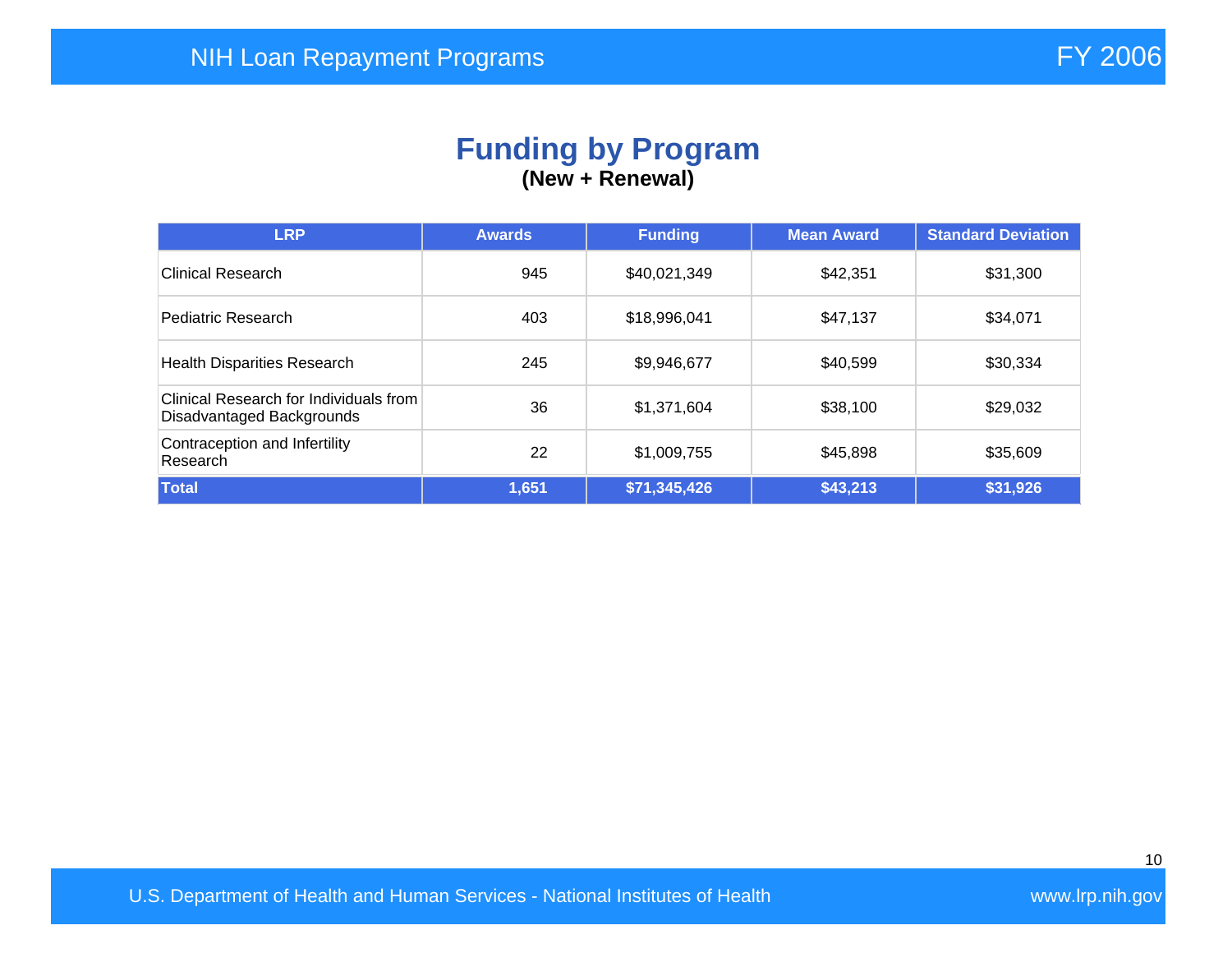# Funding by Program

**(New + Renewal)**

| LRP | Awards | Funding | Mean Award | Standard Deviation |
|---|---|---|---|---|
| Clinical Research | 945 | $40,021,349 | $42,351 | $31,300 |
| Pediatric Research | 403 | $18,996,041 | $47,137 | $34,071 |
| Health Disparities Research | 245 | $9,946,677 | $40,599 | $30,334 |
| Clinical Research for Individuals from Disadvantaged Backgrounds | 36 | $1,371,604 | $38,100 | $29,032 |
| Contraception and Infertility Research | 22 | $1,009,755 | $45,898 | $35,609 |
| **Total** | **1,651** | **$71,345,426** | **$43,213** | **$31,926** |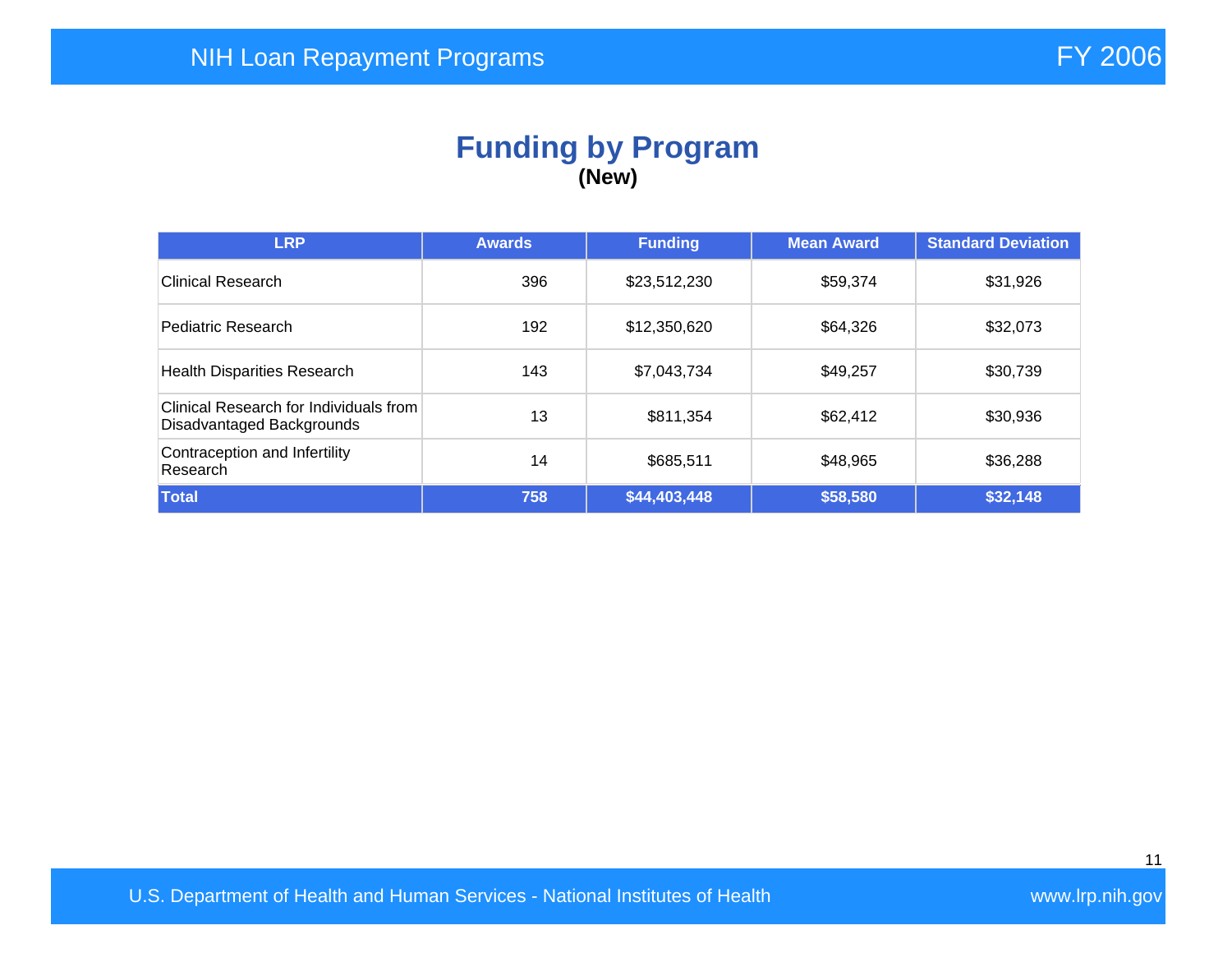# Funding by Program

**(New)**

| LRP | Awards | Funding | Mean Award | Standard Deviation |
|---|---|---|---|---|
| Clinical Research | 396 | $23,512,230 | $59,374 | $31,926 |
| Pediatric Research | 192 | $12,350,620 | $64,326 | $32,073 |
| Health Disparities Research | 143 | $7,043,734 | $49,257 | $30,739 |
| Clinical Research for Individuals from Disadvantaged Backgrounds | 13 | $811,354 | $62,412 | $30,936 |
| Contraception and Infertility Research | 14 | $685,511 | $48,965 | $36,288 |
| **Total** | **758** | **$44,403,448** | **$58,580** | **$32,148** |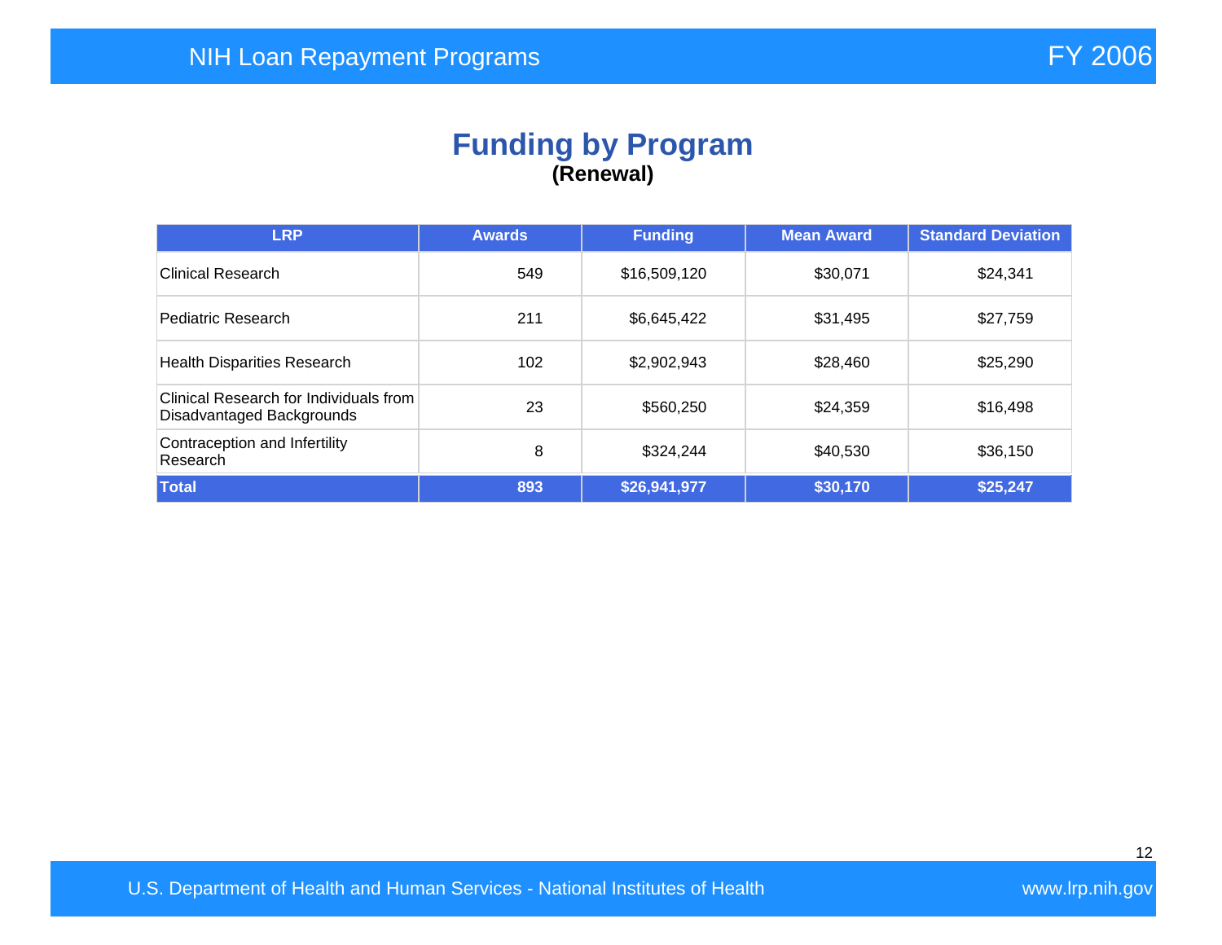# Funding by Program
## (Renewal)

| LRP | Awards | Funding | Mean Award | Standard Deviation |
|---|---|---|---|---|
| Clinical Research | 549 | $16,509,120 | $30,071 | $24,341 |
| Pediatric Research | 211 | $6,645,422 | $31,495 | $27,759 |
| Health Disparities Research | 102 | $2,902,943 | $28,460 | $25,290 |
| Clinical Research for Individuals from Disadvantaged Backgrounds | 23 | $560,250 | $24,359 | $16,498 |
| Contraception and Infertility Research | 8 | $324,244 | $40,530 | $36,150 |
| **Total** | **893** | **$26,941,977** | **$30,170** | **$25,247** |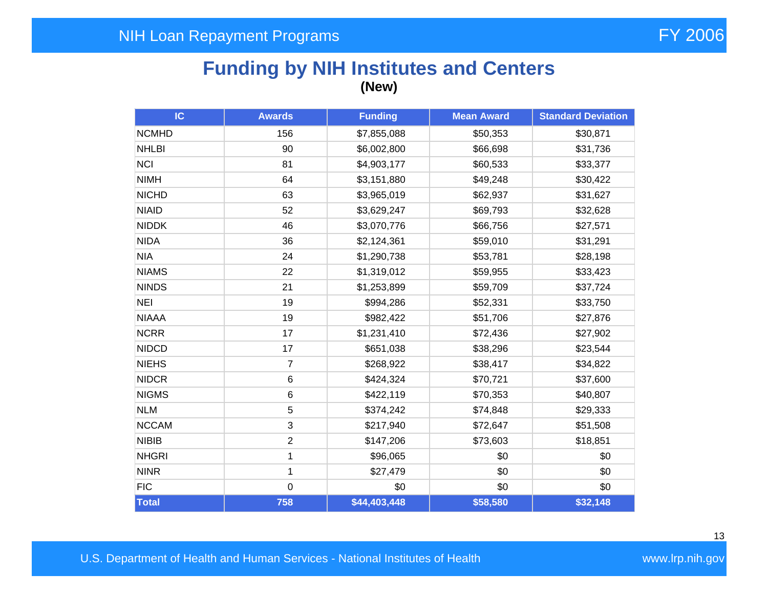## Funding by NIH Institutes and Centers

**(New)**

| IC | Awards | Funding | Mean Award | Standard Deviation |
|---|---|---|---|---|
| NCMHD | 156 | $7,855,088 | $50,353 | $30,871 |
| NHLBI | 90 | $6,002,800 | $66,698 | $31,736 |
| NCI | 81 | $4,903,177 | $60,533 | $33,377 |
| NIMH | 64 | $3,151,880 | $49,248 | $30,422 |
| NICHD | 63 | $3,965,019 | $62,937 | $31,627 |
| NIAID | 52 | $3,629,247 | $69,793 | $32,628 |
| NIDDK | 46 | $3,070,776 | $66,756 | $27,571 |
| NIDA | 36 | $2,124,361 | $59,010 | $31,291 |
| NIA | 24 | $1,290,738 | $53,781 | $28,198 |
| NIAMS | 22 | $1,319,012 | $59,955 | $33,423 |
| NINDS | 21 | $1,253,899 | $59,709 | $37,724 |
| NEI | 19 | $994,286 | $52,331 | $33,750 |
| NIAAA | 19 | $982,422 | $51,706 | $27,876 |
| NCRR | 17 | $1,231,410 | $72,436 | $27,902 |
| NIDCD | 17 | $651,038 | $38,296 | $23,544 |
| NIEHS | 7 | $268,922 | $38,417 | $34,822 |
| NIDCR | 6 | $424,324 | $70,721 | $37,600 |
| NIGMS | 6 | $422,119 | $70,353 | $40,807 |
| NLM | 5 | $374,242 | $74,848 | $29,333 |
| NCCAM | 3 | $217,940 | $72,647 | $51,508 |
| NIBIB | 2 | $147,206 | $73,603 | $18,851 |
| NHGRI | 1 | $96,065 | $0 | $0 |
| NINR | 1 | $27,479 | $0 | $0 |
| FIC | 0 | $0 | $0 | $0 |
| **Total** | **758** | **$44,403,448** | **$58,580** | **$32,148** |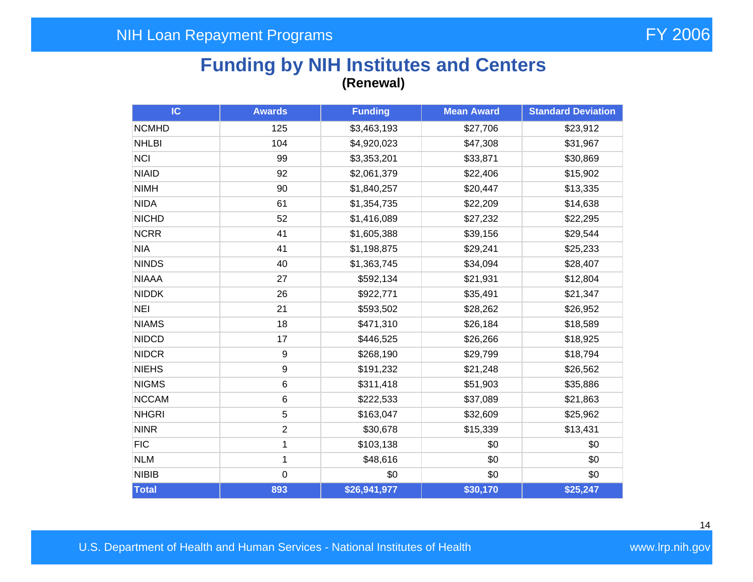# Funding by NIH Institutes and Centers

**(Renewal)**

| IC | Awards | Funding | Mean Award | Standard Deviation |
|---|---|---|---|---|
| NCMHD | 125 | $3,463,193 | $27,706 | $23,912 |
| NHLBI | 104 | $4,920,023 | $47,308 | $31,967 |
| NCI | 99 | $3,353,201 | $33,871 | $30,869 |
| NIAID | 92 | $2,061,379 | $22,406 | $15,902 |
| NIMH | 90 | $1,840,257 | $20,447 | $13,335 |
| NIDA | 61 | $1,354,735 | $22,209 | $14,638 |
| NICHD | 52 | $1,416,089 | $27,232 | $22,295 |
| NCRR | 41 | $1,605,388 | $39,156 | $29,544 |
| NIA | 41 | $1,198,875 | $29,241 | $25,233 |
| NINDS | 40 | $1,363,745 | $34,094 | $28,407 |
| NIAAA | 27 | $592,134 | $21,931 | $12,804 |
| NIDDK | 26 | $922,771 | $35,491 | $21,347 |
| NEI | 21 | $593,502 | $28,262 | $26,952 |
| NIAMS | 18 | $471,310 | $26,184 | $18,589 |
| NIDCD | 17 | $446,525 | $26,266 | $18,925 |
| NIDCR | 9 | $268,190 | $29,799 | $18,794 |
| NIEHS | 9 | $191,232 | $21,248 | $26,562 |
| NIGMS | 6 | $311,418 | $51,903 | $35,886 |
| NCCAM | 6 | $222,533 | $37,089 | $21,863 |
| NHGRI | 5 | $163,047 | $32,609 | $25,962 |
| NINR | 2 | $30,678 | $15,339 | $13,431 |
| FIC | 1 | $103,138 | $0 | $0 |
| NLM | 1 | $48,616 | $0 | $0 |
| NIBIB | 0 | $0 | $0 | $0 |
| **Total** | **893** | **$26,941,977** | **$30,170** | **$25,247** |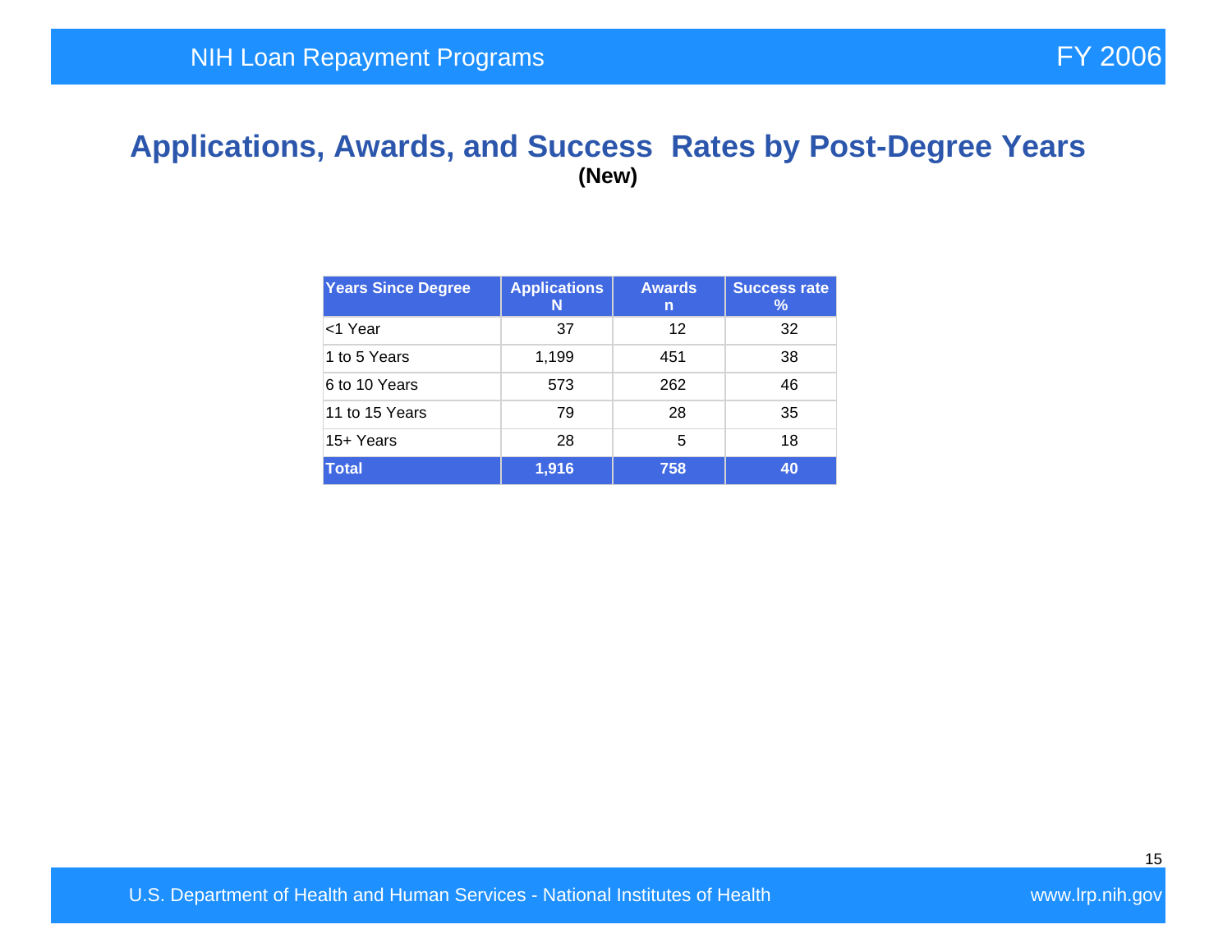# Applications, Awards, and Success Rates by Post-Degree Years

**(New)**

| Years Since Degree | Applications N | Awards n | Success rate % |
|---|---|---|---|
| <1 Year | 37 | 12 | 32 |
| 1 to 5 Years | 1,199 | 451 | 38 |
| 6 to 10 Years | 573 | 262 | 46 |
| 11 to 15 Years | 79 | 28 | 35 |
| 15+ Years | 28 | 5 | 18 |
| **Total** | **1,916** | **758** | **40** |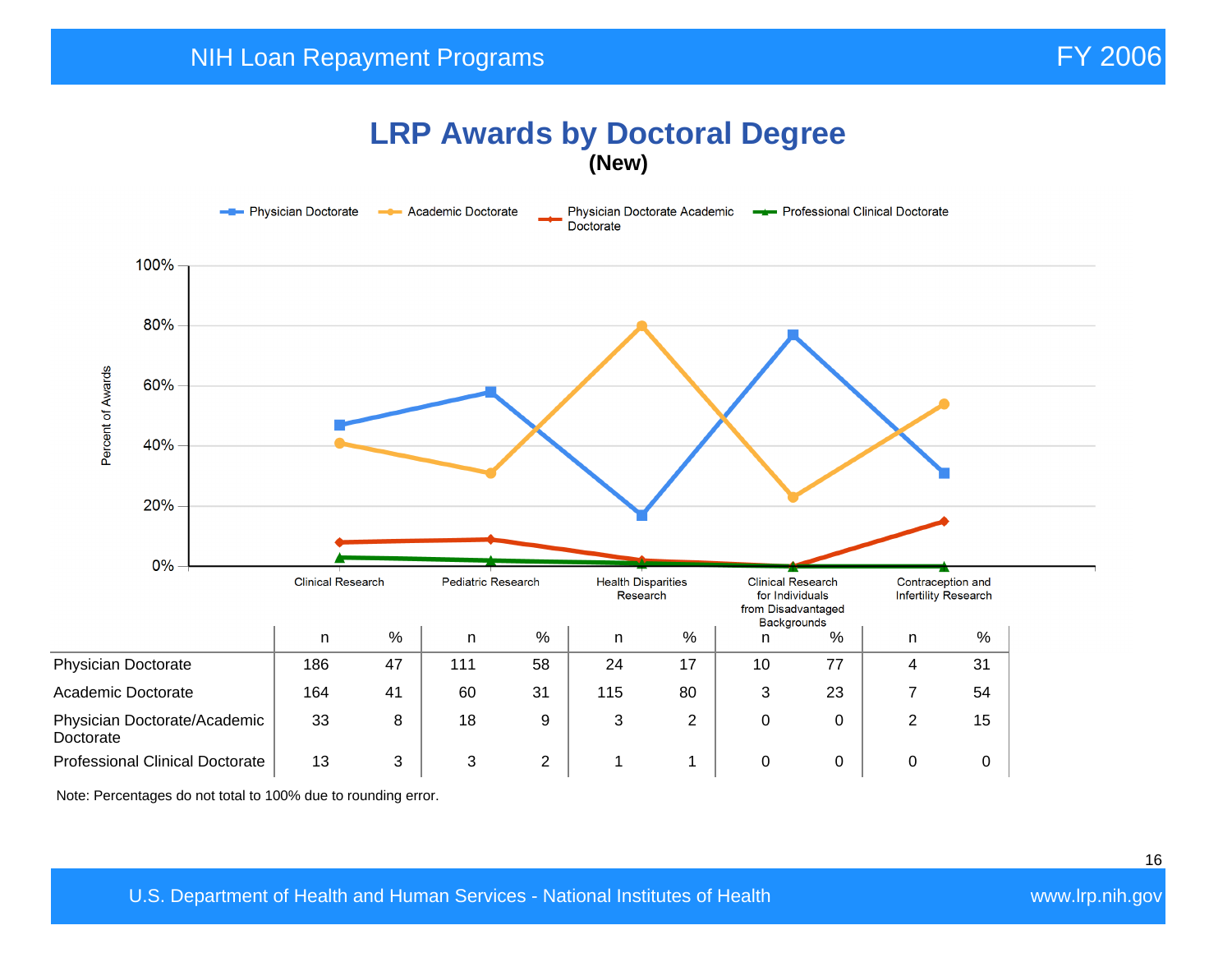# LRP Awards by Doctoral Degree

**(New)**

|  | Clinical Research |  | Pediatric Research |  | Health Disparities Research |  | Clinical Research for Individuals from Disadvantaged Backgrounds |  | Contraception and Infertility Research |  |
|---|---|---|---|---|---|---|---|---|---|---|
|  | n | % | n | % | n | % | n | % | n | % |
| Physician Doctorate | 186 | 47 | 111 | 58 | 24 | 17 | 10 | 77 | 4 | 31 |
| Academic Doctorate | 164 | 41 | 60 | 31 | 115 | 80 | 3 | 23 | 7 | 54 |
| Physician Doctorate/Academic Doctorate | 33 | 8 | 18 | 9 | 3 | 2 | 0 | 0 | 2 | 15 |
| Professional Clinical Doctorate | 13 | 3 | 3 | 2 | 1 | 1 | 0 | 0 | 0 | 0 |

Note: Percentages do not total to 100% due to rounding error.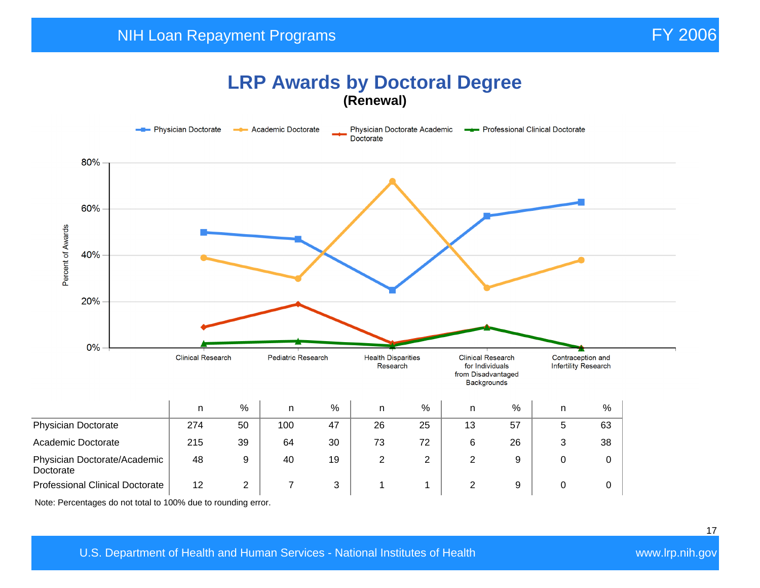# LRP Awards by Doctoral Degree

**(Renewal)**

|  | Clinical Research n | Clinical Research % | Pediatric Research n | Pediatric Research % | Health Disparities Research n | Health Disparities Research % | Clinical Research for Individuals from Disadvantaged Backgrounds n | Clinical Research for Individuals from Disadvantaged Backgrounds % | Contraception and Infertility Research n | Contraception and Infertility Research % |
|---|---|---|---|---|---|---|---|---|---|---|
| Physician Doctorate | 274 | 50 | 100 | 47 | 26 | 25 | 13 | 57 | 5 | 63 |
| Academic Doctorate | 215 | 39 | 64 | 30 | 73 | 72 | 6 | 26 | 3 | 38 |
| Physician Doctorate/Academic Doctorate | 48 | 9 | 40 | 19 | 2 | 2 | 2 | 9 | 0 | 0 |
| Professional Clinical Doctorate | 12 | 2 | 7 | 3 | 1 | 1 | 2 | 9 | 0 | 0 |

Note: Percentages do not total to 100% due to rounding error.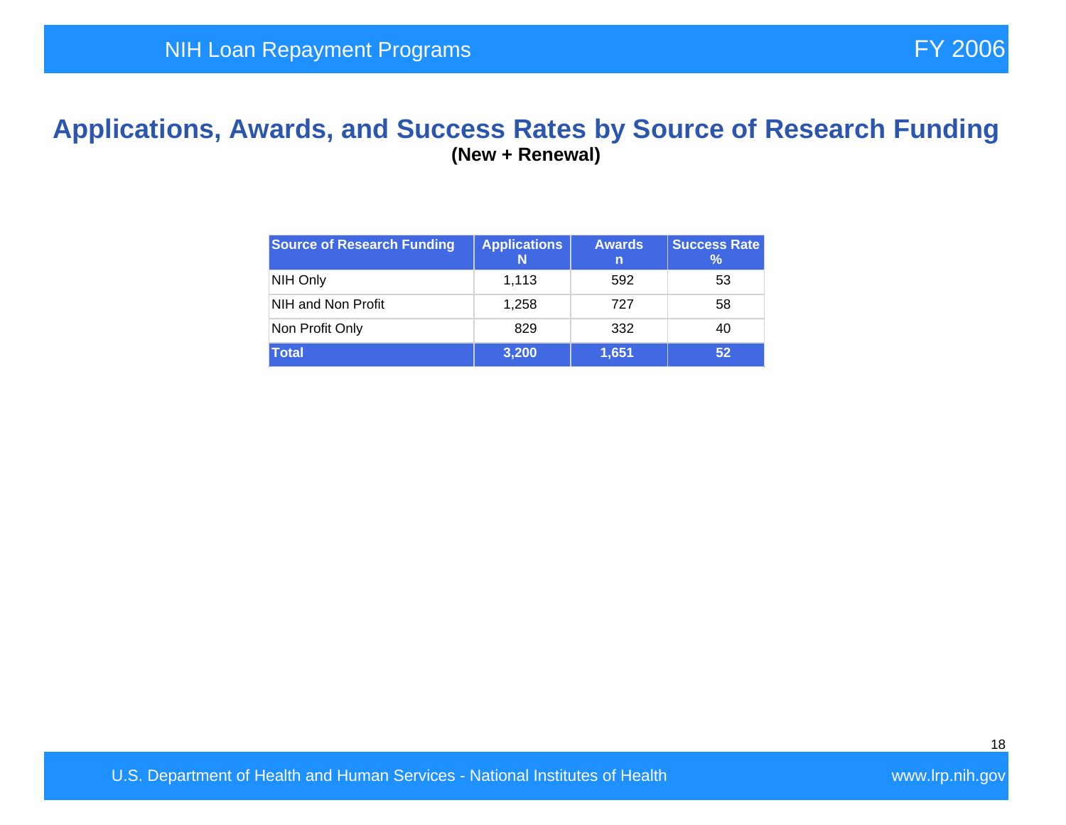# Applications, Awards, and Success Rates by Source of Research Funding

**(New + Renewal)**

| Source of Research Funding | Applications N | Awards n | Success Rate % |
|---|---|---|---|
| NIH Only | 1,113 | 592 | 53 |
| NIH and Non Profit | 1,258 | 727 | 58 |
| Non Profit Only | 829 | 332 | 40 |
| **Total** | **3,200** | **1,651** | **52** |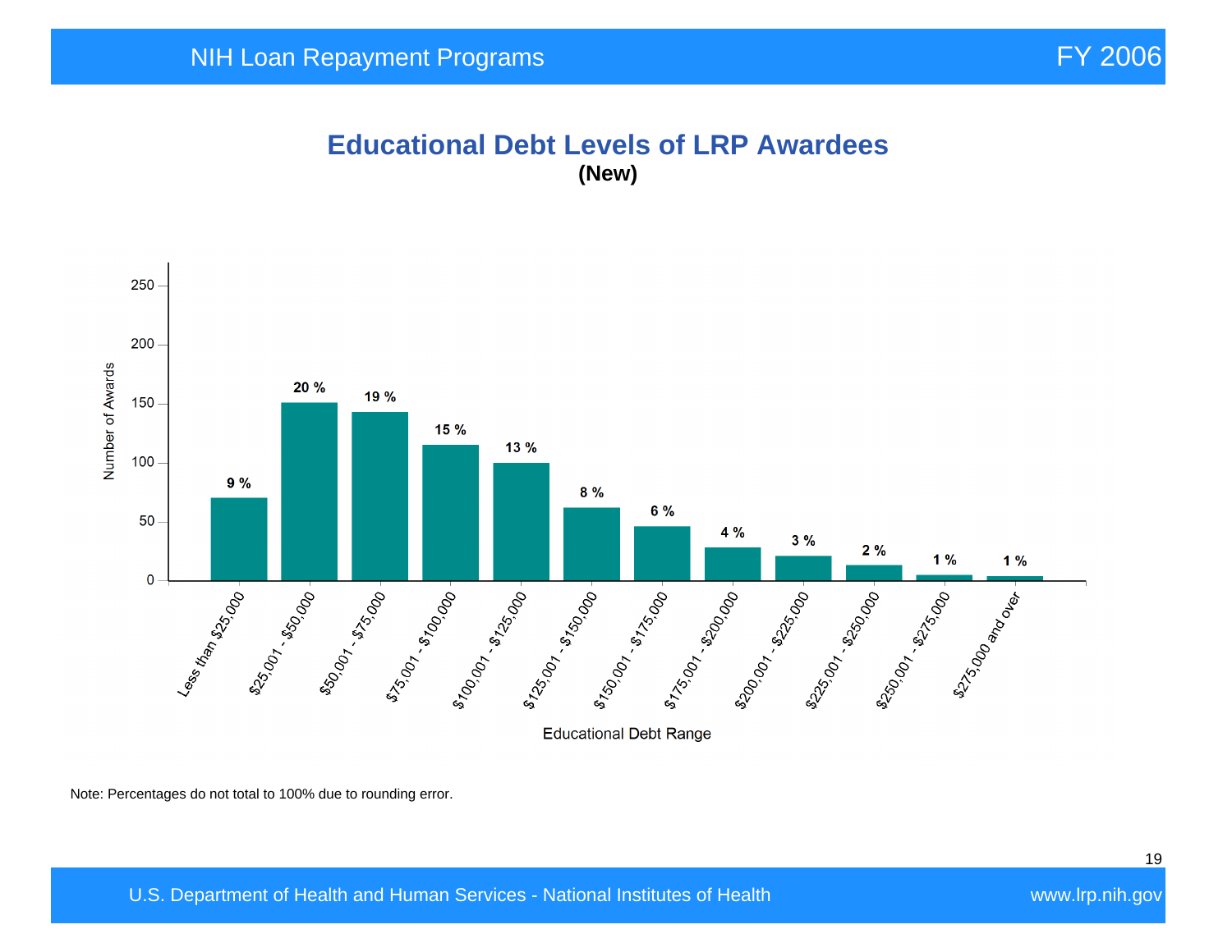# Educational Debt Levels of LRP Awardees

**(New)**

| Educational Debt Range | Percentage |
|---|---|
| Less than $25,000 | 9 % |
| $25,001 - $50,000 | 20 % |
| $50,001 - $75,000 | 19 % |
| $75,001 - $100,000 | 15 % |
| $100,001 - $125,000 | 13 % |
| $125,001 - $150,000 | 8 % |
| $150,001 - $175,000 | 6 % |
| $175,001 - $200,000 | 4 % |
| $200,001 - $225,000 | 3 % |
| $225,001 - $250,000 | 2 % |
| $250,001 - $275,000 | 1 % |
| $275,000 and over | 1 % |

Number of Awards (y-axis: 0, 50, 100, 150, 200, 250); Educational Debt Range (x-axis)

Note: Percentages do not total to 100% due to rounding error.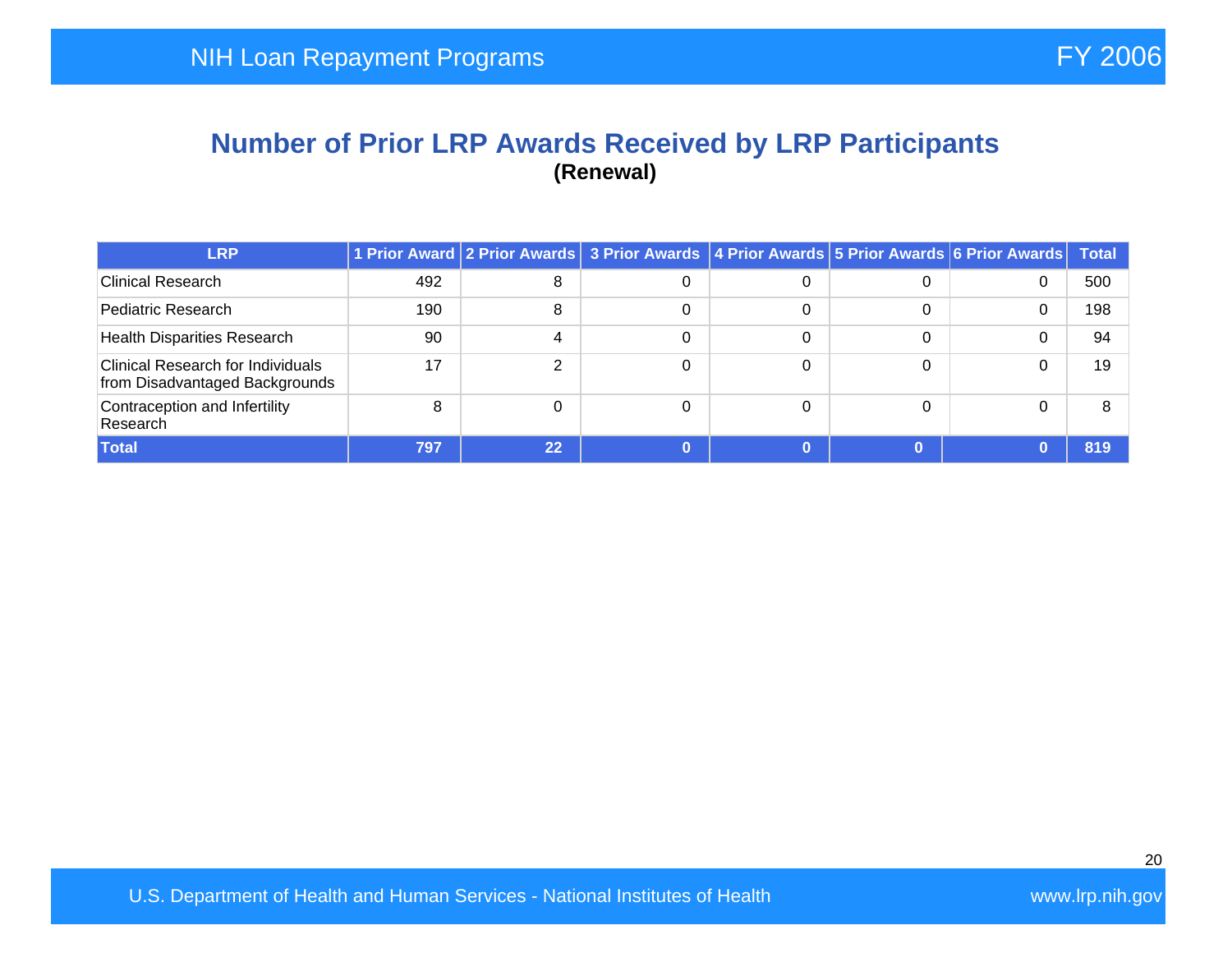## Number of Prior LRP Awards Received by LRP Participants

**(Renewal)**

| LRP | 1 Prior Award | 2 Prior Awards | 3 Prior Awards | 4 Prior Awards | 5 Prior Awards | 6 Prior Awards | Total |
|---|---|---|---|---|---|---|---|
| Clinical Research | 492 | 8 | 0 | 0 | 0 | 0 | 500 |
| Pediatric Research | 190 | 8 | 0 | 0 | 0 | 0 | 198 |
| Health Disparities Research | 90 | 4 | 0 | 0 | 0 | 0 | 94 |
| Clinical Research for Individuals from Disadvantaged Backgrounds | 17 | 2 | 0 | 0 | 0 | 0 | 19 |
| Contraception and Infertility Research | 8 | 0 | 0 | 0 | 0 | 0 | 8 |
| **Total** | **797** | **22** | **0** | **0** | **0** | **0** | **819** |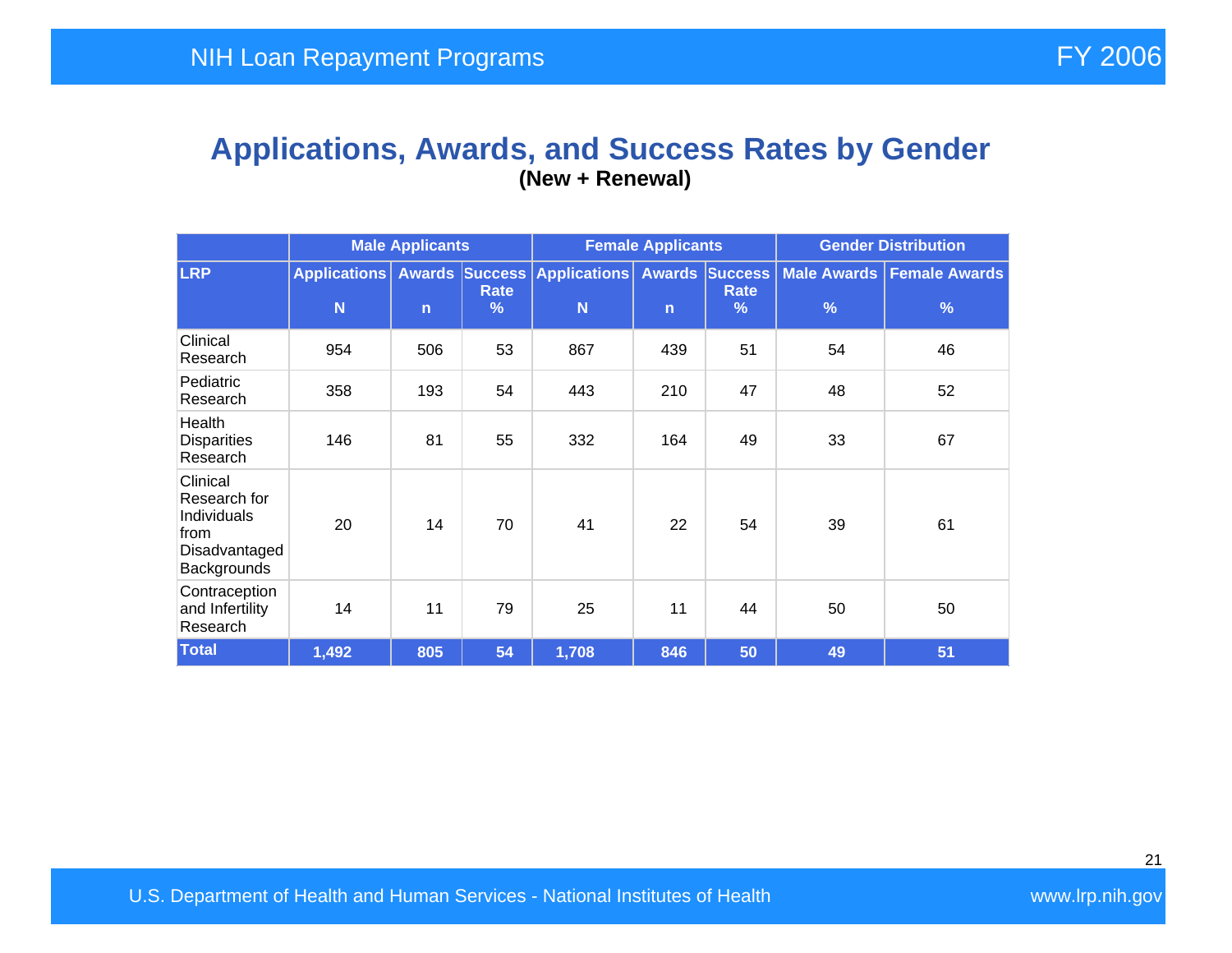# Applications, Awards, and Success Rates by Gender

**(New + Renewal)**

| | Male Applicants | | | Female Applicants | | | Gender Distribution | |
|---|---|---|---|---|---|---|---|---|
| **LRP** | **Applications N** | **Awards n** | **Success Rate %** | **Applications N** | **Awards n** | **Success Rate %** | **Male Awards %** | **Female Awards %** |
| Clinical Research | 954 | 506 | 53 | 867 | 439 | 51 | 54 | 46 |
| Pediatric Research | 358 | 193 | 54 | 443 | 210 | 47 | 48 | 52 |
| Health Disparities Research | 146 | 81 | 55 | 332 | 164 | 49 | 33 | 67 |
| Clinical Research for Individuals from Disadvantaged Backgrounds | 20 | 14 | 70 | 41 | 22 | 54 | 39 | 61 |
| Contraception and Infertility Research | 14 | 11 | 79 | 25 | 11 | 44 | 50 | 50 |
| **Total** | **1,492** | **805** | **54** | **1,708** | **846** | **50** | **49** | **51** |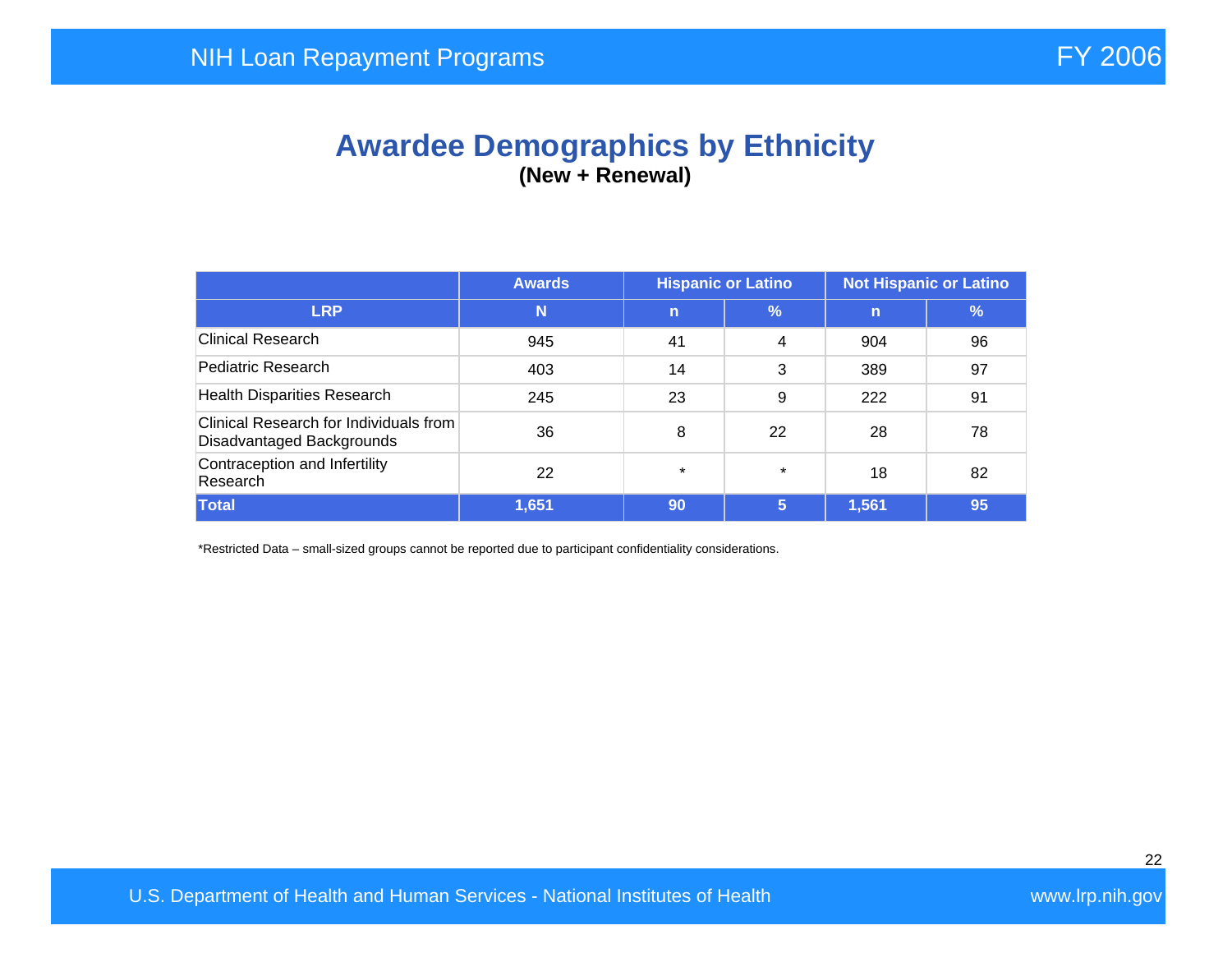# Awardee Demographics by Ethnicity

**(New + Renewal)**

| | Awards | Hispanic or Latino | | Not Hispanic or Latino | |
|---|---|---|---|---|---|
| **LRP** | **N** | **n** | **%** | **n** | **%** |
| Clinical Research | 945 | 41 | 4 | 904 | 96 |
| Pediatric Research | 403 | 14 | 3 | 389 | 97 |
| Health Disparities Research | 245 | 23 | 9 | 222 | 91 |
| Clinical Research for Individuals from Disadvantaged Backgrounds | 36 | 8 | 22 | 28 | 78 |
| Contraception and Infertility Research | 22 | * | * | 18 | 82 |
| **Total** | **1,651** | **90** | **5** | **1,561** | **95** |

*Restricted Data – small-sized groups cannot be reported due to participant confidentiality considerations.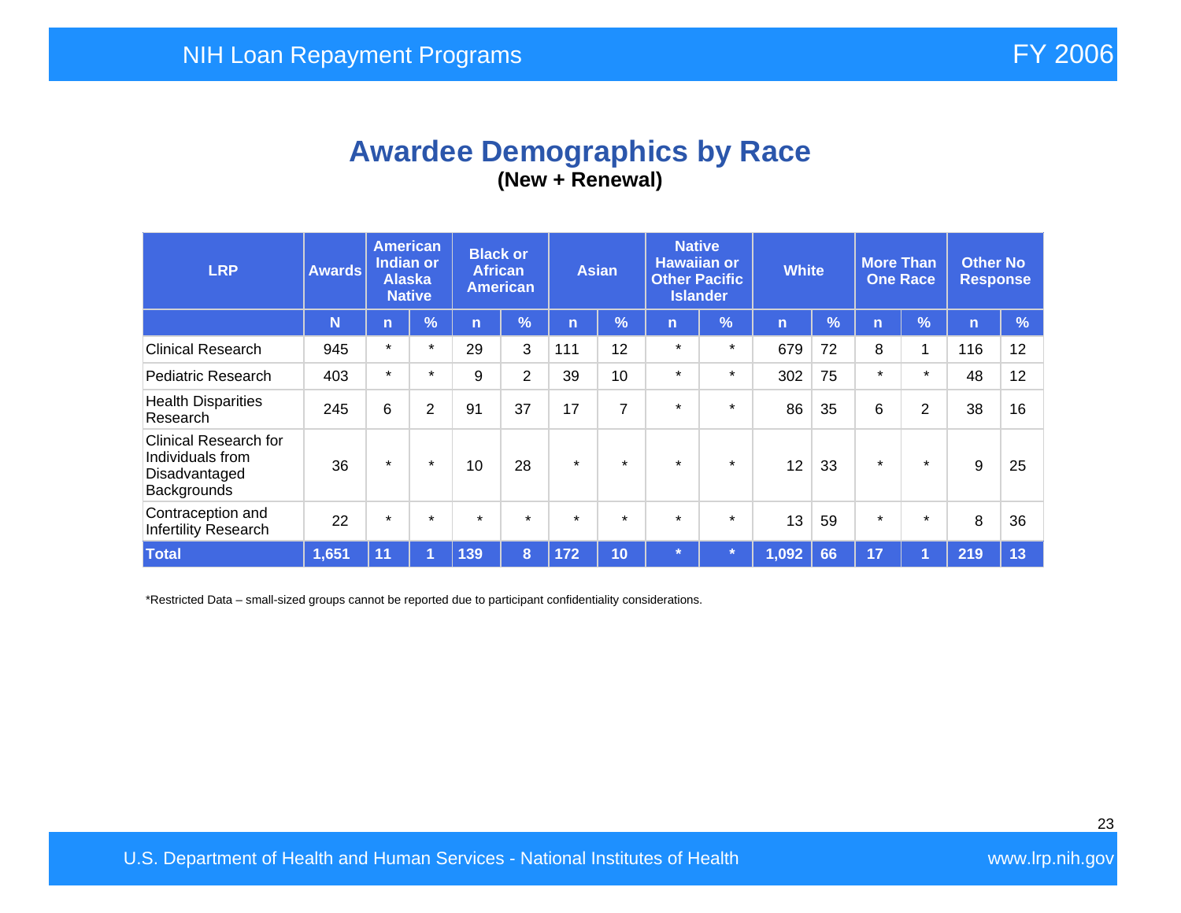# Awardee Demographics by Race

**(New + Renewal)**

| LRP | Awards | American Indian or Alaska Native | | Black or African American | | Asian | | Native Hawaiian or Other Pacific Islander | | White | | More Than One Race | | Other No Response | |
|---|---|---|---|---|---|---|---|---|---|---|---|---|---|---|---|
| | N | n | % | n | % | n | % | n | % | n | % | n | % | n | % |
| Clinical Research | 945 | * | * | 29 | 3 | 111 | 12 | * | * | 679 | 72 | 8 | 1 | 116 | 12 |
| Pediatric Research | 403 | * | * | 9 | 2 | 39 | 10 | * | * | 302 | 75 | * | * | 48 | 12 |
| Health Disparities Research | 245 | 6 | 2 | 91 | 37 | 17 | 7 | * | * | 86 | 35 | 6 | 2 | 38 | 16 |
| Clinical Research for Individuals from Disadvantaged Backgrounds | 36 | * | * | 10 | 28 | * | * | * | * | 12 | 33 | * | * | 9 | 25 |
| Contraception and Infertility Research | 22 | * | * | * | * | * | * | * | * | 13 | 59 | * | * | 8 | 36 |
| **Total** | **1,651** | **11** | **1** | **139** | **8** | **172** | **10** | ***** | ***** | **1,092** | **66** | **17** | **1** | **219** | **13** |

*Restricted Data – small-sized groups cannot be reported due to participant confidentiality considerations.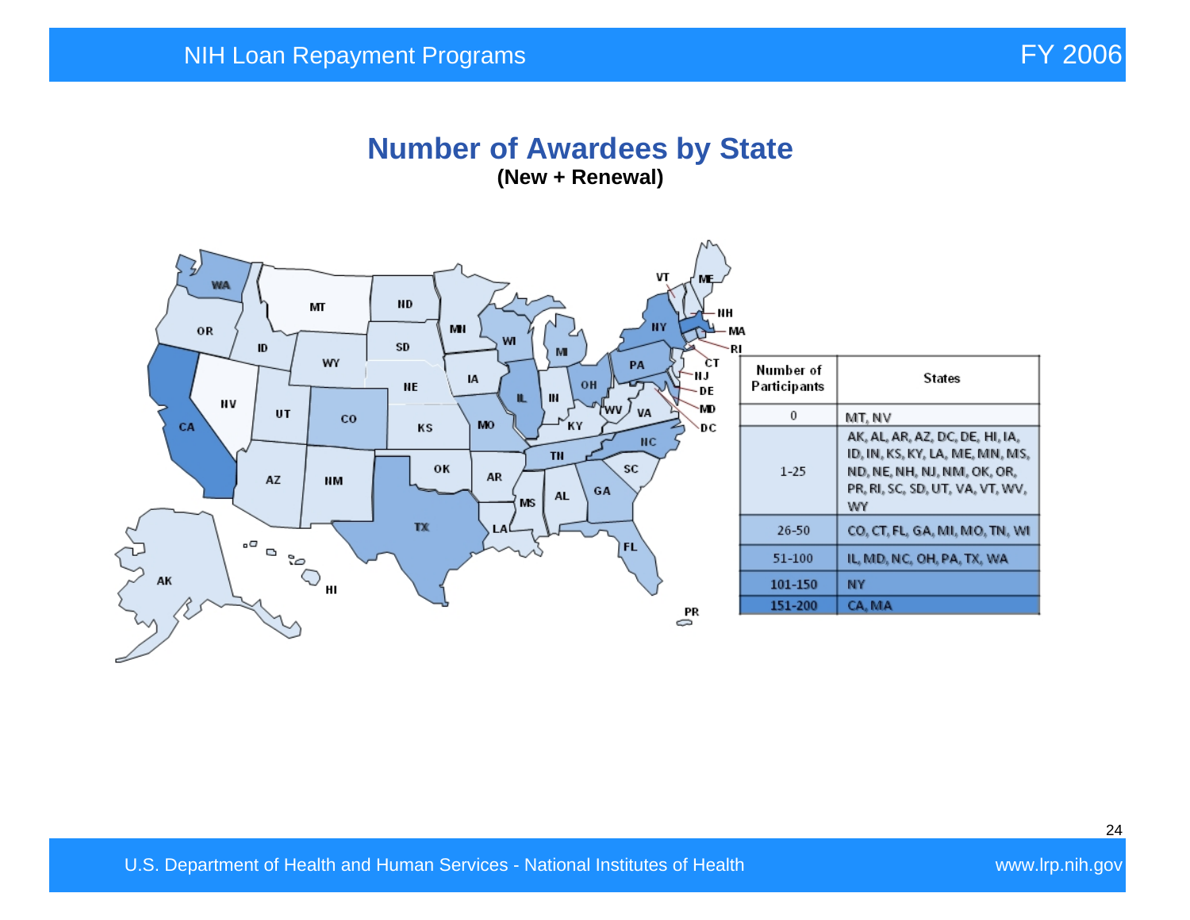## Number of Awardees by State

**(New + Renewal)**

| Number of Participants | States |
|---|---|
| 0 | MT, NV |
| 1-25 | AK, AL, AR, AZ, DC, DE, HI, IA, ID, IN, KS, KY, LA, ME, MN, MS, ND, NE, NH, NJ, NM, OK, OR, PR, RI, SC, SD, UT, VA, VT, WV, WY |
| 26-50 | CO, CT, FL, GA, MI, MO, TN, WI |
| 51-100 | IL, MD, NC, OH, PA, TX, WA |
| 101-150 | NY |
| 151-200 | CA, MA |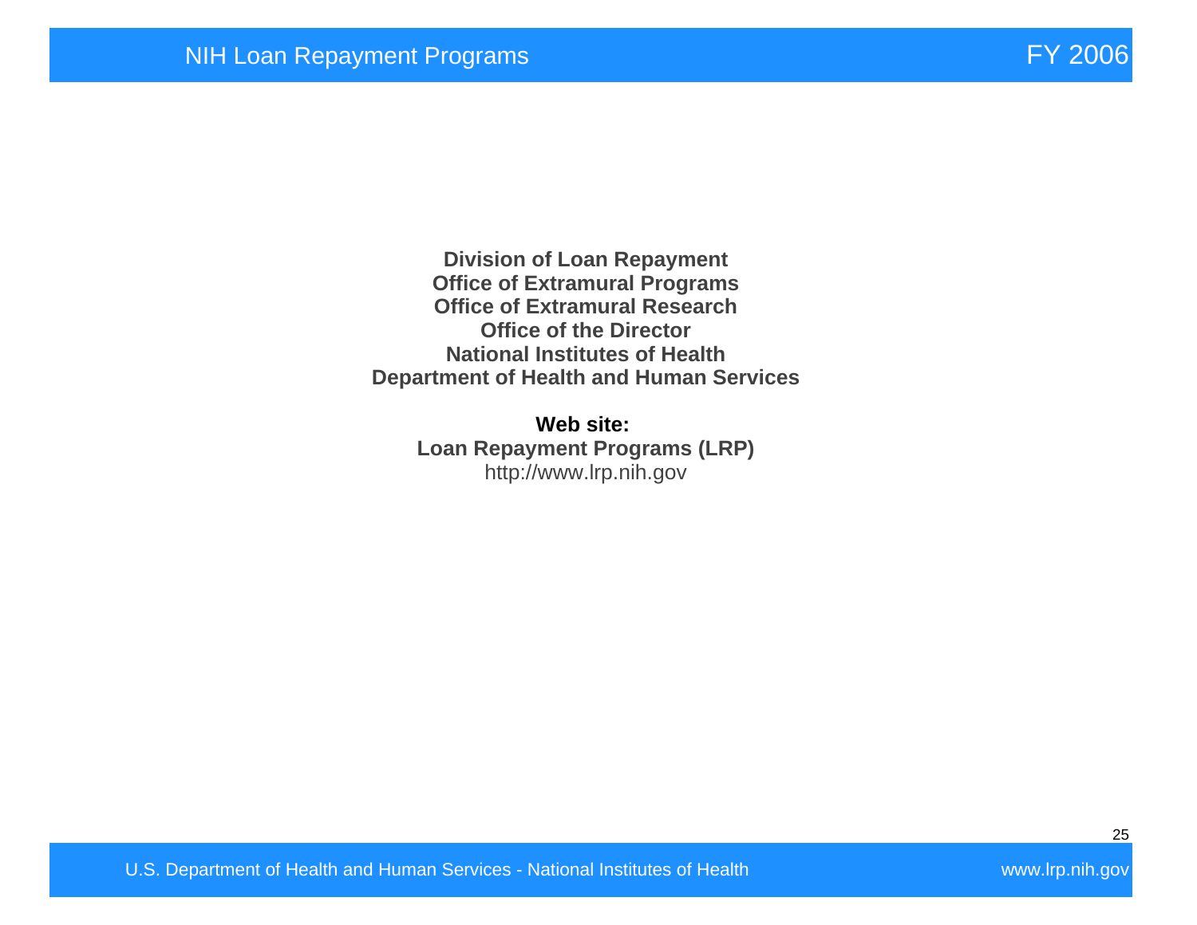**Division of Loan Repayment**
**Office of Extramural Programs**
**Office of Extramural Research**
**Office of the Director**
**National Institutes of Health**
**Department of Health and Human Services**

**Web site:**
**Loan Repayment Programs (LRP)**
http://www.lrp.nih.gov